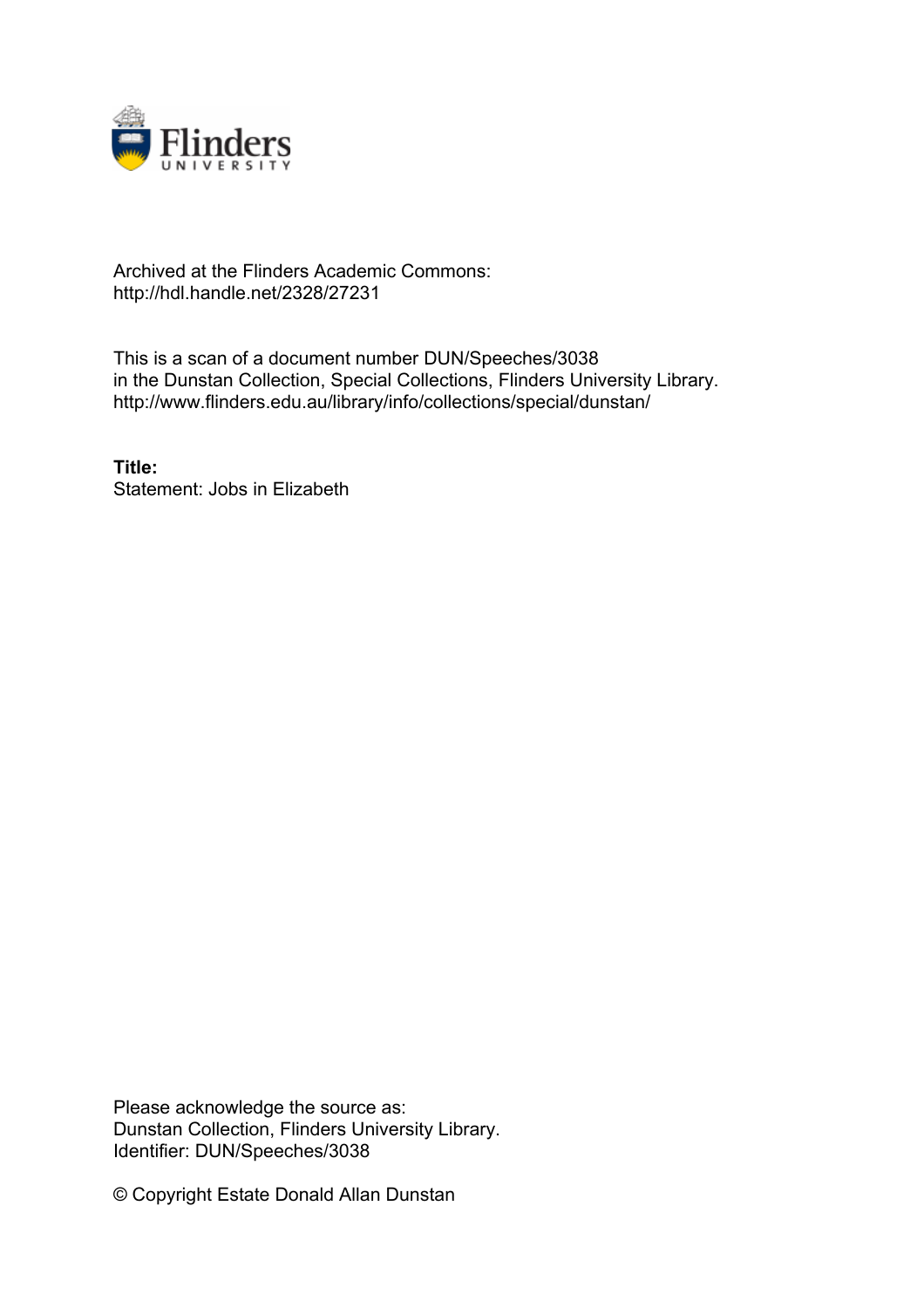Archived at the Flinders Academic Commons:
http://hdl.handle.net/2328/27231

This is a scan of a document number DUN/Speeches/3038
in the Dunstan Collection, Special Collections, Flinders University Library.
http://www.flinders.edu.au/library/info/collections/special/dunstan/

**Title:**
Statement: Jobs in Elizabeth

Please acknowledge the source as:
Dunstan Collection, Flinders University Library.
Identifier: DUN/Speeches/3038

© Copyright Estate Donald Allan Dunstan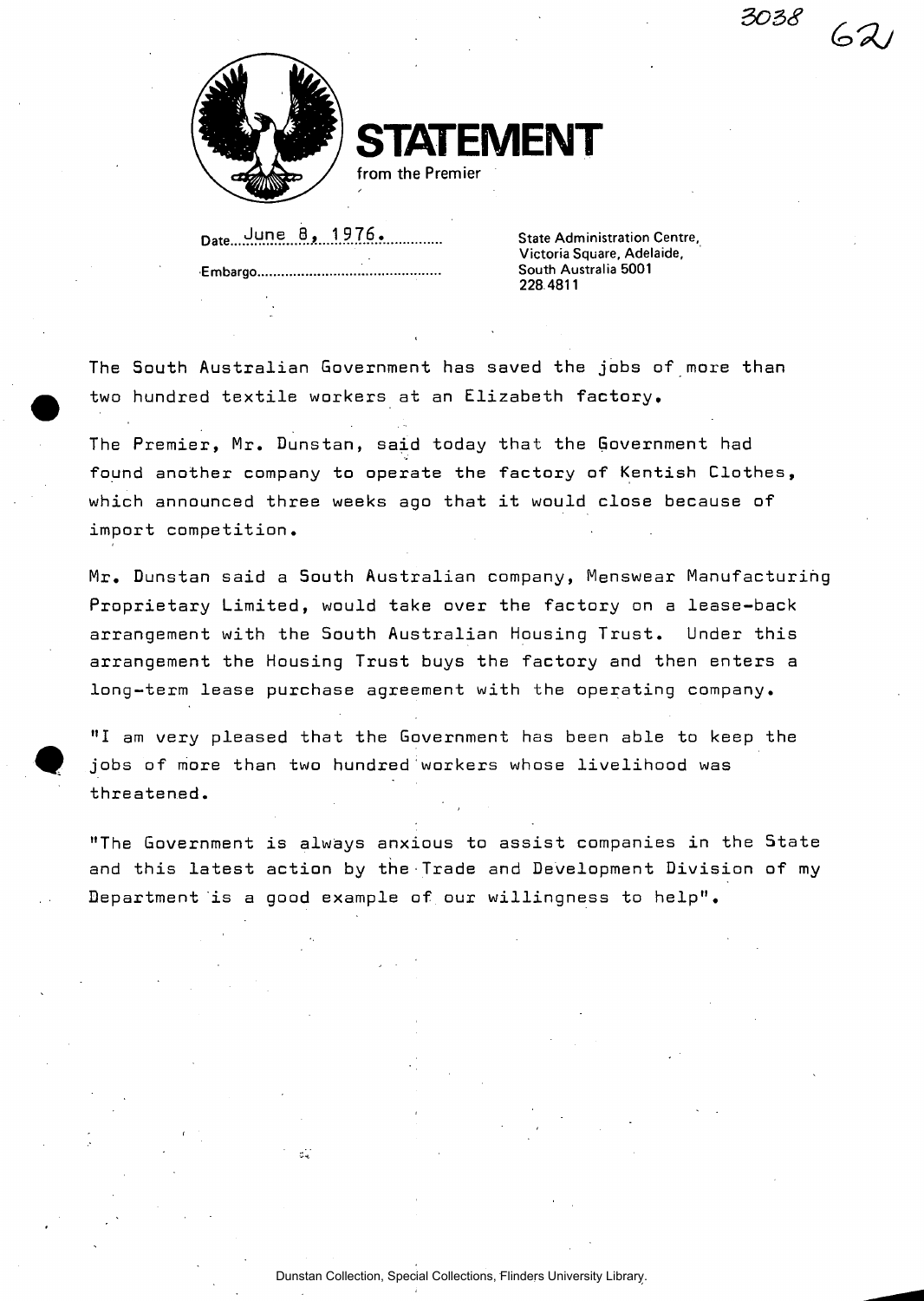# STATEMENT

from the Premier

Date June 8, 1976.

Embargo

State Administration Centre,
Victoria Square, Adelaide,
South Australia 5001
228 4811

The South Australian Government has saved the jobs of more than two hundred textile workers at an Elizabeth factory.

The Premier, Mr. Dunstan, said today that the Government had found another company to operate the factory of Kentish Clothes, which announced three weeks ago that it would close because of import competition.

Mr. Dunstan said a South Australian company, Menswear Manufacturing Proprietary Limited, would take over the factory on a lease-back arrangement with the South Australian Housing Trust. Under this arrangement the Housing Trust buys the factory and then enters a long-term lease purchase agreement with the operating company.

"I am very pleased that the Government has been able to keep the jobs of more than two hundred workers whose livelihood was threatened.

"The Government is always anxious to assist companies in the State and this latest action by the Trade and Development Division of my Department is a good example of our willingness to help".